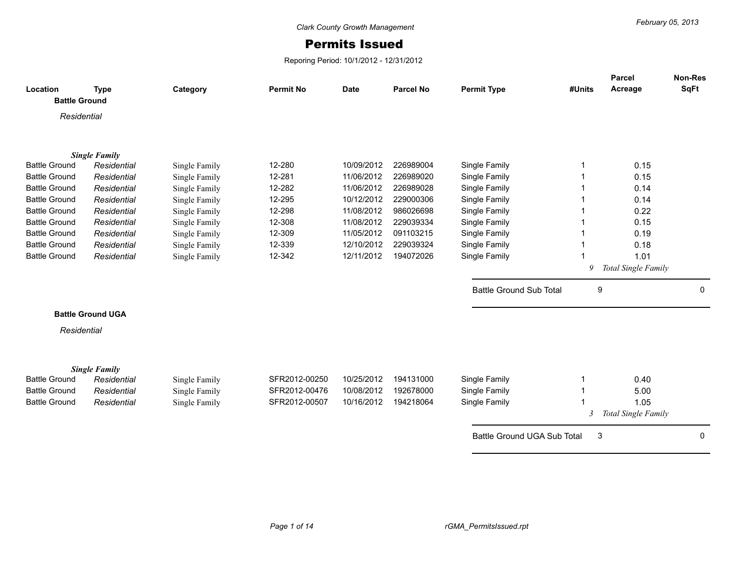Clark County Growth Management

February 05, 2013

# Permits Issued

Reporing Period: 10/1/2012 - 12/31/2012

| Location | Type | Category | Permit No | Date | Parcel No | Permit Type | #Units | Parcel Acreage | Non-Res SqFt |
|---|---|---|---|---|---|---|---|---|---|
| **Battle Ground** | | | | | | | | | |
| *Residential* | | | | | | | | | |
| ***Single Family*** | | | | | | | | | |
| Battle Ground | *Residential* | Single Family | 12-280 | 10/09/2012 | 226989004 | Single Family | 1 | 0.15 | |
| Battle Ground | *Residential* | Single Family | 12-281 | 11/06/2012 | 226989020 | Single Family | 1 | 0.15 | |
| Battle Ground | *Residential* | Single Family | 12-282 | 11/06/2012 | 226989028 | Single Family | 1 | 0.14 | |
| Battle Ground | *Residential* | Single Family | 12-295 | 10/12/2012 | 229000306 | Single Family | 1 | 0.14 | |
| Battle Ground | *Residential* | Single Family | 12-298 | 11/08/2012 | 986026698 | Single Family | 1 | 0.22 | |
| Battle Ground | *Residential* | Single Family | 12-308 | 11/08/2012 | 229039334 | Single Family | 1 | 0.15 | |
| Battle Ground | *Residential* | Single Family | 12-309 | 11/05/2012 | 091103215 | Single Family | 1 | 0.19 | |
| Battle Ground | *Residential* | Single Family | 12-339 | 12/10/2012 | 229039324 | Single Family | 1 | 0.18 | |
| Battle Ground | *Residential* | Single Family | 12-342 | 12/11/2012 | 194072026 | Single Family | 1 | 1.01 | |
| | | | | | | | *9* | *Total Single Family* | |
| | | | | | | Battle Ground Sub Total | 9 | | 0 |
| **Battle Ground UGA** | | | | | | | | | |
| *Residential* | | | | | | | | | |
| ***Single Family*** | | | | | | | | | |
| Battle Ground | *Residential* | Single Family | SFR2012-00250 | 10/25/2012 | 194131000 | Single Family | 1 | 0.40 | |
| Battle Ground | *Residential* | Single Family | SFR2012-00476 | 10/08/2012 | 192678000 | Single Family | 1 | 5.00 | |
| Battle Ground | *Residential* | Single Family | SFR2012-00507 | 10/16/2012 | 194218064 | Single Family | 1 | 1.05 | |
| | | | | | | | *3* | *Total Single Family* | |
| | | | | | | Battle Ground UGA Sub Total | 3 | | 0 |

rGMA_PermitsIssued.rpt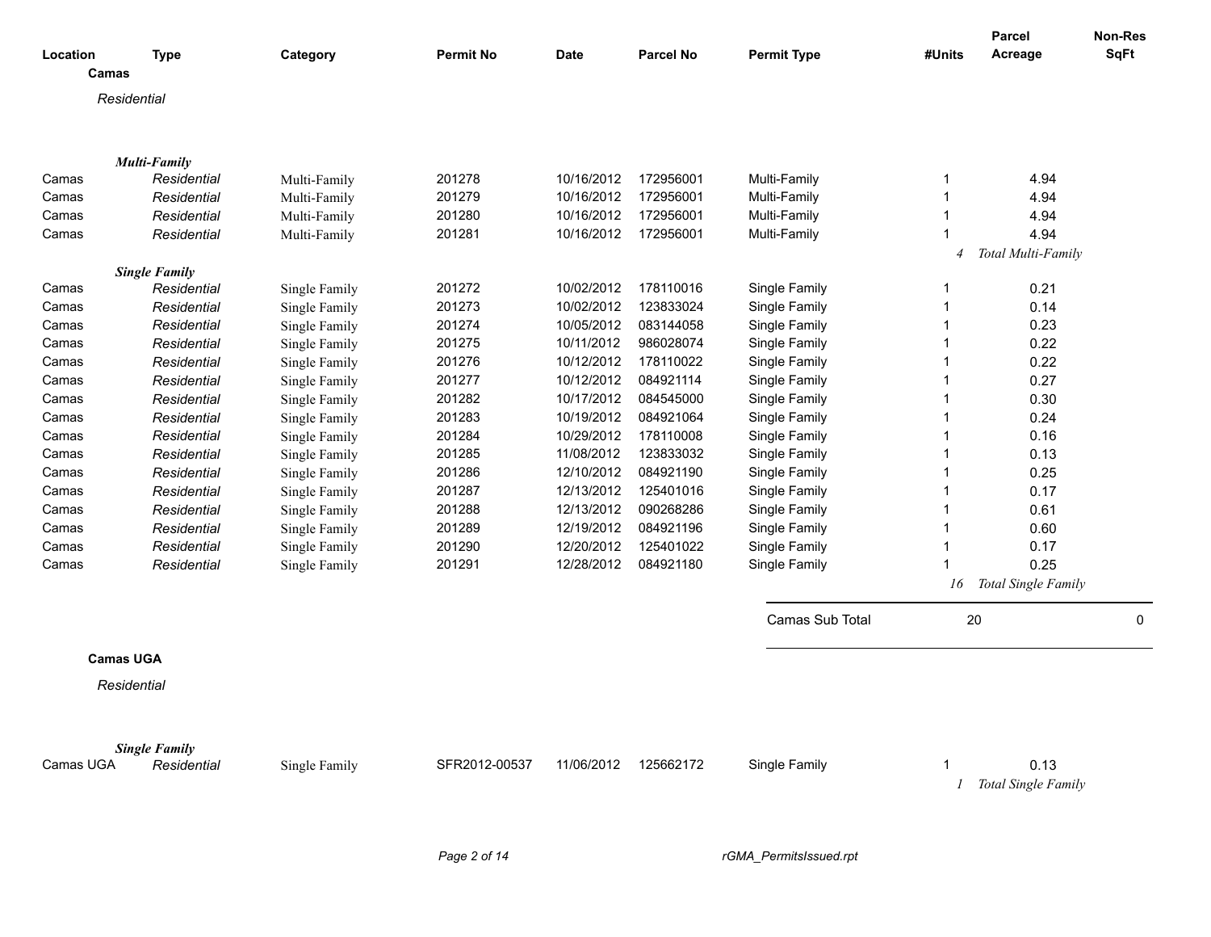| Location | Type | Category | Permit No | Date | Parcel No | Permit Type | #Units | Parcel Acreage | Non-Res SqFt |
|---|---|---|---|---|---|---|---|---|---|

**Camas**

*Residential*

***Multi-Family***

| Location | Type | Category | Permit No | Date | Parcel No | Permit Type | #Units | Parcel Acreage | Non-Res SqFt |
|---|---|---|---|---|---|---|---|---|---|
| Camas | *Residential* | Multi-Family | 201278 | 10/16/2012 | 172956001 | Multi-Family | 1 | 4.94 | |
| Camas | *Residential* | Multi-Family | 201279 | 10/16/2012 | 172956001 | Multi-Family | 1 | 4.94 | |
| Camas | *Residential* | Multi-Family | 201280 | 10/16/2012 | 172956001 | Multi-Family | 1 | 4.94 | |
| Camas | *Residential* | Multi-Family | 201281 | 10/16/2012 | 172956001 | Multi-Family | 1 | 4.94 | |
| | | | | | | | *4* | *Total Multi-Family* | |

***Single Family***

| Location | Type | Category | Permit No | Date | Parcel No | Permit Type | #Units | Parcel Acreage | Non-Res SqFt |
|---|---|---|---|---|---|---|---|---|---|
| Camas | *Residential* | Single Family | 201272 | 10/02/2012 | 178110016 | Single Family | 1 | 0.21 | |
| Camas | *Residential* | Single Family | 201273 | 10/02/2012 | 123833024 | Single Family | 1 | 0.14 | |
| Camas | *Residential* | Single Family | 201274 | 10/05/2012 | 083144058 | Single Family | 1 | 0.23 | |
| Camas | *Residential* | Single Family | 201275 | 10/11/2012 | 986028074 | Single Family | 1 | 0.22 | |
| Camas | *Residential* | Single Family | 201276 | 10/12/2012 | 178110022 | Single Family | 1 | 0.22 | |
| Camas | *Residential* | Single Family | 201277 | 10/12/2012 | 084921114 | Single Family | 1 | 0.27 | |
| Camas | *Residential* | Single Family | 201282 | 10/17/2012 | 084545000 | Single Family | 1 | 0.30 | |
| Camas | *Residential* | Single Family | 201283 | 10/19/2012 | 084921064 | Single Family | 1 | 0.24 | |
| Camas | *Residential* | Single Family | 201284 | 10/29/2012 | 178110008 | Single Family | 1 | 0.16 | |
| Camas | *Residential* | Single Family | 201285 | 11/08/2012 | 123833032 | Single Family | 1 | 0.13 | |
| Camas | *Residential* | Single Family | 201286 | 12/10/2012 | 084921190 | Single Family | 1 | 0.25 | |
| Camas | *Residential* | Single Family | 201287 | 12/13/2012 | 125401016 | Single Family | 1 | 0.17 | |
| Camas | *Residential* | Single Family | 201288 | 12/13/2012 | 090268286 | Single Family | 1 | 0.61 | |
| Camas | *Residential* | Single Family | 201289 | 12/19/2012 | 084921196 | Single Family | 1 | 0.60 | |
| Camas | *Residential* | Single Family | 201290 | 12/20/2012 | 125401022 | Single Family | 1 | 0.17 | |
| Camas | *Residential* | Single Family | 201291 | 12/28/2012 | 084921180 | Single Family | 1 | 0.25 | |
| | | | | | | | *16* | *Total Single Family* | |
| | | | | | | Camas Sub Total | 20 | | 0 |

**Camas UGA**

*Residential*

***Single Family***

| Location | Type | Category | Permit No | Date | Parcel No | Permit Type | #Units | Parcel Acreage | Non-Res SqFt |
|---|---|---|---|---|---|---|---|---|---|
| Camas UGA | *Residential* | Single Family | SFR2012-00537 | 11/06/2012 | 125662172 | Single Family | 1 | 0.13 | |
| | | | | | | | *1* | *Total Single Family* | |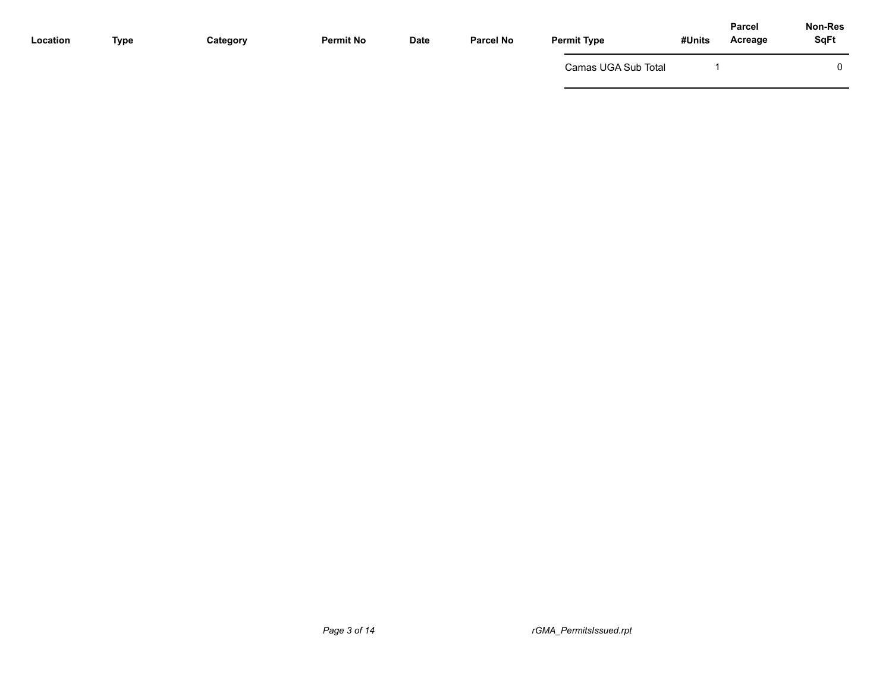| Location | Type | Category | Permit No | Date | Parcel No | Permit Type | #Units | Parcel Acreage | Non-Res SqFt |
|---|---|---|---|---|---|---|---|---|---|
| | | | | | | Camas UGA Sub Total | 1 | | 0 |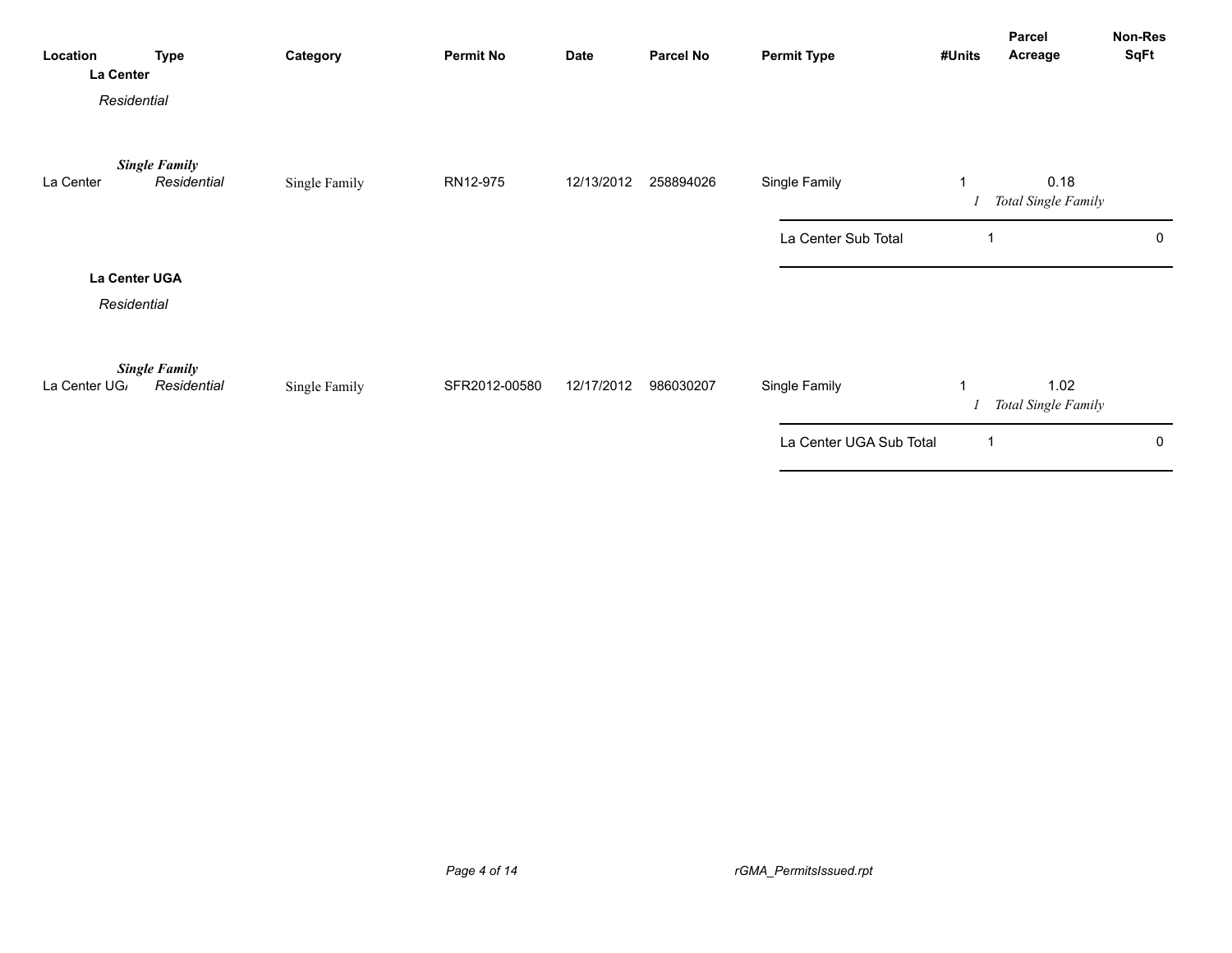| Location | Type | Category | Permit No | Date | Parcel No | Permit Type | #Units | Parcel Acreage | Non-Res SqFt |
|---|---|---|---|---|---|---|---|---|---|
| **La Center** | | | | | | | | | |
| *Residential* | | | | | | | | | |
| | ***Single Family*** | | | | | | | | |
| La Center | *Residential* | Single Family | RN12-975 | 12/13/2012 | 258894026 | Single Family | 1 | 0.18 | |
| | | | | | | | *1* | *Total Single Family* | |
| | | | | | | La Center Sub Total | 1 | | 0 |
| **La Center UGA** | | | | | | | | | |
| *Residential* | | | | | | | | | |
| | ***Single Family*** | | | | | | | | |
| La Center UGA | *Residential* | Single Family | SFR2012-00580 | 12/17/2012 | 986030207 | Single Family | 1 | 1.02 | |
| | | | | | | | *1* | *Total Single Family* | |
| | | | | | | La Center UGA Sub Total | 1 | | 0 |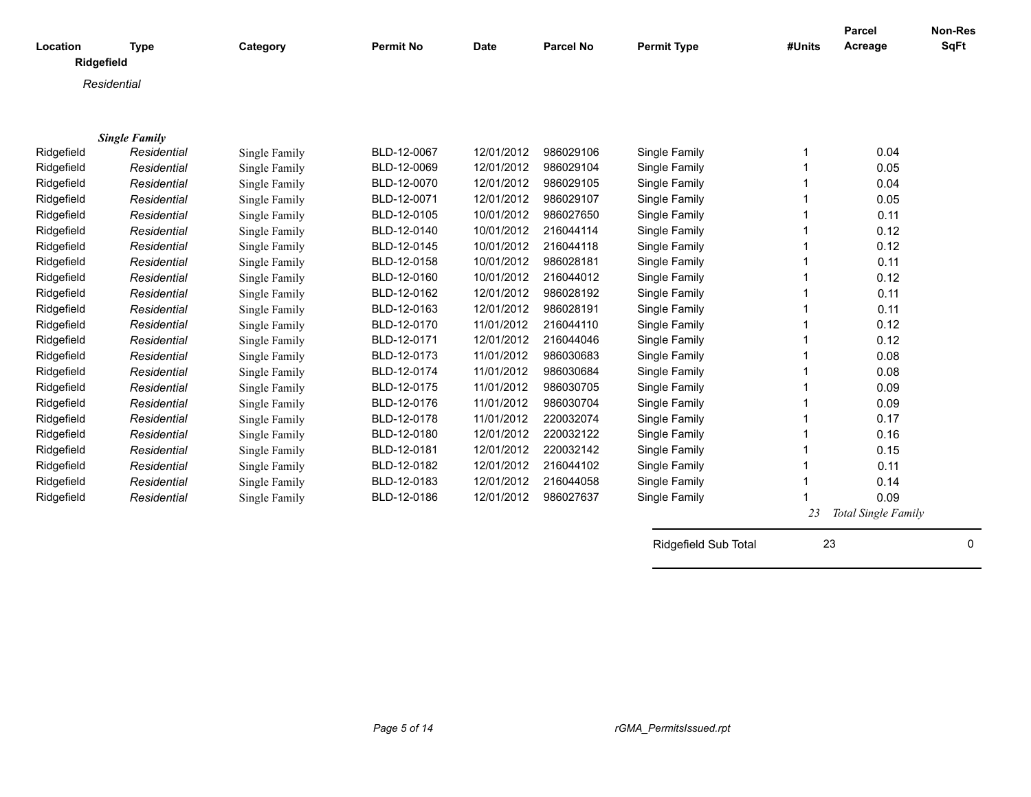| Location | Type | Category | Permit No | Date | Parcel No | Permit Type | #Units | Parcel Acreage | Non-Res SqFt |
|---|---|---|---|---|---|---|---|---|---|
| **Ridgefield** | | | | | | | | | |
| *Residential* | | | | | | | | | |
| | ***Single Family*** | | | | | | | | |
| Ridgefield | *Residential* | Single Family | BLD-12-0067 | 12/01/2012 | 986029106 | Single Family | 1 | 0.04 | |
| Ridgefield | *Residential* | Single Family | BLD-12-0069 | 12/01/2012 | 986029104 | Single Family | 1 | 0.05 | |
| Ridgefield | *Residential* | Single Family | BLD-12-0070 | 12/01/2012 | 986029105 | Single Family | 1 | 0.04 | |
| Ridgefield | *Residential* | Single Family | BLD-12-0071 | 12/01/2012 | 986029107 | Single Family | 1 | 0.05 | |
| Ridgefield | *Residential* | Single Family | BLD-12-0105 | 10/01/2012 | 986027650 | Single Family | 1 | 0.11 | |
| Ridgefield | *Residential* | Single Family | BLD-12-0140 | 10/01/2012 | 216044114 | Single Family | 1 | 0.12 | |
| Ridgefield | *Residential* | Single Family | BLD-12-0145 | 10/01/2012 | 216044118 | Single Family | 1 | 0.12 | |
| Ridgefield | *Residential* | Single Family | BLD-12-0158 | 10/01/2012 | 986028181 | Single Family | 1 | 0.11 | |
| Ridgefield | *Residential* | Single Family | BLD-12-0160 | 10/01/2012 | 216044012 | Single Family | 1 | 0.12 | |
| Ridgefield | *Residential* | Single Family | BLD-12-0162 | 12/01/2012 | 986028192 | Single Family | 1 | 0.11 | |
| Ridgefield | *Residential* | Single Family | BLD-12-0163 | 12/01/2012 | 986028191 | Single Family | 1 | 0.11 | |
| Ridgefield | *Residential* | Single Family | BLD-12-0170 | 11/01/2012 | 216044110 | Single Family | 1 | 0.12 | |
| Ridgefield | *Residential* | Single Family | BLD-12-0171 | 12/01/2012 | 216044046 | Single Family | 1 | 0.12 | |
| Ridgefield | *Residential* | Single Family | BLD-12-0173 | 11/01/2012 | 986030683 | Single Family | 1 | 0.08 | |
| Ridgefield | *Residential* | Single Family | BLD-12-0174 | 11/01/2012 | 986030684 | Single Family | 1 | 0.08 | |
| Ridgefield | *Residential* | Single Family | BLD-12-0175 | 11/01/2012 | 986030705 | Single Family | 1 | 0.09 | |
| Ridgefield | *Residential* | Single Family | BLD-12-0176 | 11/01/2012 | 986030704 | Single Family | 1 | 0.09 | |
| Ridgefield | *Residential* | Single Family | BLD-12-0178 | 11/01/2012 | 220032074 | Single Family | 1 | 0.17 | |
| Ridgefield | *Residential* | Single Family | BLD-12-0180 | 12/01/2012 | 220032122 | Single Family | 1 | 0.16 | |
| Ridgefield | *Residential* | Single Family | BLD-12-0181 | 12/01/2012 | 220032142 | Single Family | 1 | 0.15 | |
| Ridgefield | *Residential* | Single Family | BLD-12-0182 | 12/01/2012 | 216044102 | Single Family | 1 | 0.11 | |
| Ridgefield | *Residential* | Single Family | BLD-12-0183 | 12/01/2012 | 216044058 | Single Family | 1 | 0.14 | |
| Ridgefield | *Residential* | Single Family | BLD-12-0186 | 12/01/2012 | 986027637 | Single Family | 1 | 0.09 | |
| | | | | | | | *23* | *Total Single Family* | |
| | | | | | | Ridgefield Sub Total | 23 | | 0 |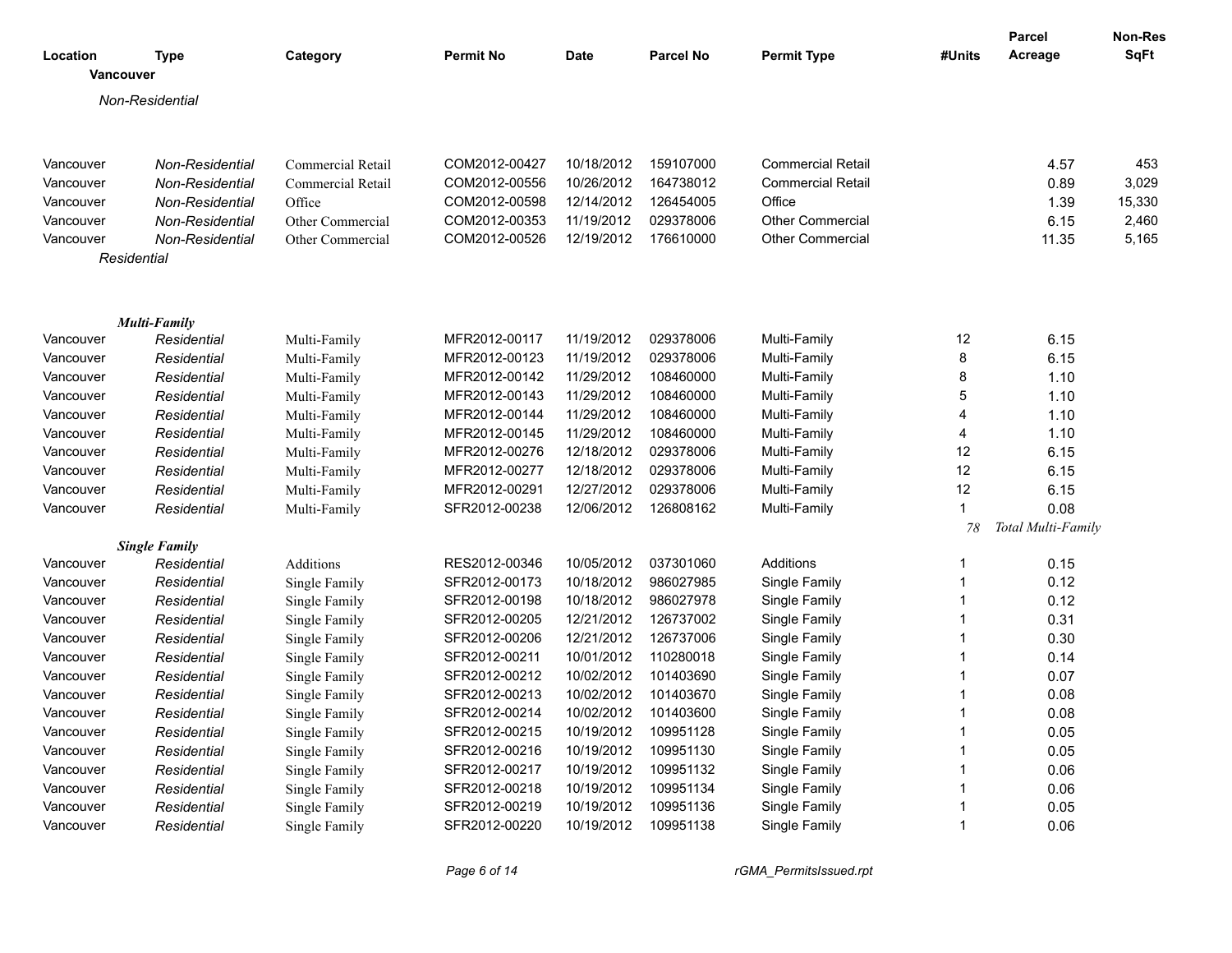| Location | Type | Category | Permit No | Date | Parcel No | Permit Type | #Units | Parcel Acreage | Non-Res SqFt |
|---|---|---|---|---|---|---|---|---|---|
| **Vancouver** | | | | | | | | | |
| *Non-Residential* | | | | | | | | | |
| Vancouver | *Non-Residential* | Commercial Retail | COM2012-00427 | 10/18/2012 | 159107000 | Commercial Retail | | 4.57 | 453 |
| Vancouver | *Non-Residential* | Commercial Retail | COM2012-00556 | 10/26/2012 | 164738012 | Commercial Retail | | 0.89 | 3,029 |
| Vancouver | *Non-Residential* | Office | COM2012-00598 | 12/14/2012 | 126454005 | Office | | 1.39 | 15,330 |
| Vancouver | *Non-Residential* | Other Commercial | COM2012-00353 | 11/19/2012 | 029378006 | Other Commercial | | 6.15 | 2,460 |
| Vancouver | *Non-Residential* | Other Commercial | COM2012-00526 | 12/19/2012 | 176610000 | Other Commercial | | 11.35 | 5,165 |
| *Residential* | | | | | | | | | |
| ***Multi-Family*** | | | | | | | | | |
| Vancouver | *Residential* | Multi-Family | MFR2012-00117 | 11/19/2012 | 029378006 | Multi-Family | 12 | 6.15 | |
| Vancouver | *Residential* | Multi-Family | MFR2012-00123 | 11/19/2012 | 029378006 | Multi-Family | 8 | 6.15 | |
| Vancouver | *Residential* | Multi-Family | MFR2012-00142 | 11/29/2012 | 108460000 | Multi-Family | 8 | 1.10 | |
| Vancouver | *Residential* | Multi-Family | MFR2012-00143 | 11/29/2012 | 108460000 | Multi-Family | 5 | 1.10 | |
| Vancouver | *Residential* | Multi-Family | MFR2012-00144 | 11/29/2012 | 108460000 | Multi-Family | 4 | 1.10 | |
| Vancouver | *Residential* | Multi-Family | MFR2012-00145 | 11/29/2012 | 108460000 | Multi-Family | 4 | 1.10 | |
| Vancouver | *Residential* | Multi-Family | MFR2012-00276 | 12/18/2012 | 029378006 | Multi-Family | 12 | 6.15 | |
| Vancouver | *Residential* | Multi-Family | MFR2012-00277 | 12/18/2012 | 029378006 | Multi-Family | 12 | 6.15 | |
| Vancouver | *Residential* | Multi-Family | MFR2012-00291 | 12/27/2012 | 029378006 | Multi-Family | 12 | 6.15 | |
| Vancouver | *Residential* | Multi-Family | SFR2012-00238 | 12/06/2012 | 126808162 | Multi-Family | 1 | 0.08 | |
| | | | | | | | *78* | *Total Multi-Family* | |
| ***Single Family*** | | | | | | | | | |
| Vancouver | *Residential* | Additions | RES2012-00346 | 10/05/2012 | 037301060 | Additions | 1 | 0.15 | |
| Vancouver | *Residential* | Single Family | SFR2012-00173 | 10/18/2012 | 986027985 | Single Family | 1 | 0.12 | |
| Vancouver | *Residential* | Single Family | SFR2012-00198 | 10/18/2012 | 986027978 | Single Family | 1 | 0.12 | |
| Vancouver | *Residential* | Single Family | SFR2012-00205 | 12/21/2012 | 126737002 | Single Family | 1 | 0.31 | |
| Vancouver | *Residential* | Single Family | SFR2012-00206 | 12/21/2012 | 126737006 | Single Family | 1 | 0.30 | |
| Vancouver | *Residential* | Single Family | SFR2012-00211 | 10/01/2012 | 110280018 | Single Family | 1 | 0.14 | |
| Vancouver | *Residential* | Single Family | SFR2012-00212 | 10/02/2012 | 101403690 | Single Family | 1 | 0.07 | |
| Vancouver | *Residential* | Single Family | SFR2012-00213 | 10/02/2012 | 101403670 | Single Family | 1 | 0.08 | |
| Vancouver | *Residential* | Single Family | SFR2012-00214 | 10/02/2012 | 101403600 | Single Family | 1 | 0.08 | |
| Vancouver | *Residential* | Single Family | SFR2012-00215 | 10/19/2012 | 109951128 | Single Family | 1 | 0.05 | |
| Vancouver | *Residential* | Single Family | SFR2012-00216 | 10/19/2012 | 109951130 | Single Family | 1 | 0.05 | |
| Vancouver | *Residential* | Single Family | SFR2012-00217 | 10/19/2012 | 109951132 | Single Family | 1 | 0.06 | |
| Vancouver | *Residential* | Single Family | SFR2012-00218 | 10/19/2012 | 109951134 | Single Family | 1 | 0.06 | |
| Vancouver | *Residential* | Single Family | SFR2012-00219 | 10/19/2012 | 109951136 | Single Family | 1 | 0.05 | |
| Vancouver | *Residential* | Single Family | SFR2012-00220 | 10/19/2012 | 109951138 | Single Family | 1 | 0.06 | |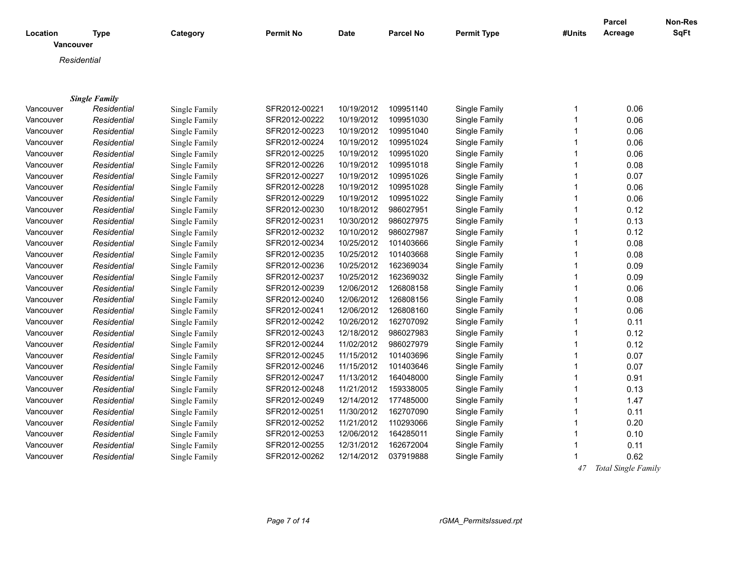| Location | Type | Category | Permit No | Date | Parcel No | Permit Type | #Units | Parcel Acreage | Non-Res SqFt |
|---|---|---|---|---|---|---|---|---|---|
| **Vancouver** | | | | | | | | | |
| *Residential* | | | | | | | | | |
| ***Single Family*** | | | | | | | | | |
| Vancouver | *Residential* | Single Family | SFR2012-00221 | 10/19/2012 | 109951140 | Single Family | 1 | 0.06 | |
| Vancouver | *Residential* | Single Family | SFR2012-00222 | 10/19/2012 | 109951030 | Single Family | 1 | 0.06 | |
| Vancouver | *Residential* | Single Family | SFR2012-00223 | 10/19/2012 | 109951040 | Single Family | 1 | 0.06 | |
| Vancouver | *Residential* | Single Family | SFR2012-00224 | 10/19/2012 | 109951024 | Single Family | 1 | 0.06 | |
| Vancouver | *Residential* | Single Family | SFR2012-00225 | 10/19/2012 | 109951020 | Single Family | 1 | 0.06 | |
| Vancouver | *Residential* | Single Family | SFR2012-00226 | 10/19/2012 | 109951018 | Single Family | 1 | 0.08 | |
| Vancouver | *Residential* | Single Family | SFR2012-00227 | 10/19/2012 | 109951026 | Single Family | 1 | 0.07 | |
| Vancouver | *Residential* | Single Family | SFR2012-00228 | 10/19/2012 | 109951028 | Single Family | 1 | 0.06 | |
| Vancouver | *Residential* | Single Family | SFR2012-00229 | 10/19/2012 | 109951022 | Single Family | 1 | 0.06 | |
| Vancouver | *Residential* | Single Family | SFR2012-00230 | 10/18/2012 | 986027951 | Single Family | 1 | 0.12 | |
| Vancouver | *Residential* | Single Family | SFR2012-00231 | 10/30/2012 | 986027975 | Single Family | 1 | 0.13 | |
| Vancouver | *Residential* | Single Family | SFR2012-00232 | 10/10/2012 | 986027987 | Single Family | 1 | 0.12 | |
| Vancouver | *Residential* | Single Family | SFR2012-00234 | 10/25/2012 | 101403666 | Single Family | 1 | 0.08 | |
| Vancouver | *Residential* | Single Family | SFR2012-00235 | 10/25/2012 | 101403668 | Single Family | 1 | 0.08 | |
| Vancouver | *Residential* | Single Family | SFR2012-00236 | 10/25/2012 | 162369034 | Single Family | 1 | 0.09 | |
| Vancouver | *Residential* | Single Family | SFR2012-00237 | 10/25/2012 | 162369032 | Single Family | 1 | 0.09 | |
| Vancouver | *Residential* | Single Family | SFR2012-00239 | 12/06/2012 | 126808158 | Single Family | 1 | 0.06 | |
| Vancouver | *Residential* | Single Family | SFR2012-00240 | 12/06/2012 | 126808156 | Single Family | 1 | 0.08 | |
| Vancouver | *Residential* | Single Family | SFR2012-00241 | 12/06/2012 | 126808160 | Single Family | 1 | 0.06 | |
| Vancouver | *Residential* | Single Family | SFR2012-00242 | 10/26/2012 | 162707092 | Single Family | 1 | 0.11 | |
| Vancouver | *Residential* | Single Family | SFR2012-00243 | 12/18/2012 | 986027983 | Single Family | 1 | 0.12 | |
| Vancouver | *Residential* | Single Family | SFR2012-00244 | 11/02/2012 | 986027979 | Single Family | 1 | 0.12 | |
| Vancouver | *Residential* | Single Family | SFR2012-00245 | 11/15/2012 | 101403696 | Single Family | 1 | 0.07 | |
| Vancouver | *Residential* | Single Family | SFR2012-00246 | 11/15/2012 | 101403646 | Single Family | 1 | 0.07 | |
| Vancouver | *Residential* | Single Family | SFR2012-00247 | 11/13/2012 | 164048000 | Single Family | 1 | 0.91 | |
| Vancouver | *Residential* | Single Family | SFR2012-00248 | 11/21/2012 | 159338005 | Single Family | 1 | 0.13 | |
| Vancouver | *Residential* | Single Family | SFR2012-00249 | 12/14/2012 | 177485000 | Single Family | 1 | 1.47 | |
| Vancouver | *Residential* | Single Family | SFR2012-00251 | 11/30/2012 | 162707090 | Single Family | 1 | 0.11 | |
| Vancouver | *Residential* | Single Family | SFR2012-00252 | 11/21/2012 | 110293066 | Single Family | 1 | 0.20 | |
| Vancouver | *Residential* | Single Family | SFR2012-00253 | 12/06/2012 | 164285011 | Single Family | 1 | 0.10 | |
| Vancouver | *Residential* | Single Family | SFR2012-00255 | 12/31/2012 | 162672004 | Single Family | 1 | 0.11 | |
| Vancouver | *Residential* | Single Family | SFR2012-00262 | 12/14/2012 | 037919888 | Single Family | 1 | 0.62 | |
| | | | | | | | *47* | *Total Single Family* | |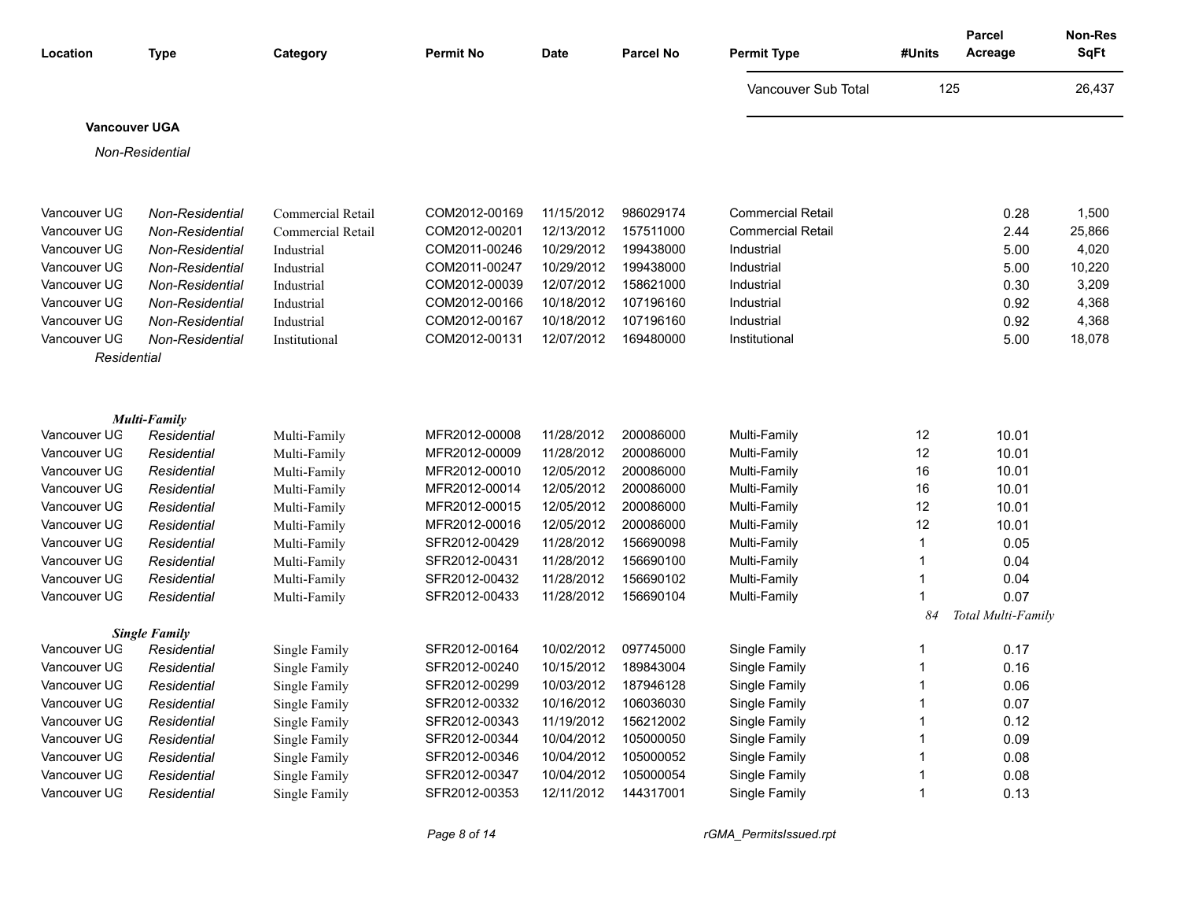| Location | Type | Category | Permit No | Date | Parcel No | Permit Type | #Units | Parcel Acreage | Non-Res SqFt |
|---|---|---|---|---|---|---|---|---|---|
| | | | | | | Vancouver Sub Total | 125 | | 26,437 |

**Vancouver UGA**

*Non-Residential*

| Location | Type | Category | Permit No | Date | Parcel No | Permit Type | #Units | Parcel Acreage | Non-Res SqFt |
|---|---|---|---|---|---|---|---|---|---|
| Vancouver UG | *Non-Residential* | Commercial Retail | COM2012-00169 | 11/15/2012 | 986029174 | Commercial Retail | | 0.28 | 1,500 |
| Vancouver UG | *Non-Residential* | Commercial Retail | COM2012-00201 | 12/13/2012 | 157511000 | Commercial Retail | | 2.44 | 25,866 |
| Vancouver UG | *Non-Residential* | Industrial | COM2011-00246 | 10/29/2012 | 199438000 | Industrial | | 5.00 | 4,020 |
| Vancouver UG | *Non-Residential* | Industrial | COM2011-00247 | 10/29/2012 | 199438000 | Industrial | | 5.00 | 10,220 |
| Vancouver UG | *Non-Residential* | Industrial | COM2012-00039 | 12/07/2012 | 158621000 | Industrial | | 0.30 | 3,209 |
| Vancouver UG | *Non-Residential* | Industrial | COM2012-00166 | 10/18/2012 | 107196160 | Industrial | | 0.92 | 4,368 |
| Vancouver UG | *Non-Residential* | Industrial | COM2012-00167 | 10/18/2012 | 107196160 | Industrial | | 0.92 | 4,368 |
| Vancouver UG | *Non-Residential* | Institutional | COM2012-00131 | 12/07/2012 | 169480000 | Institutional | | 5.00 | 18,078 |

*Residential*

***Multi-Family***

| Location | Type | Category | Permit No | Date | Parcel No | Permit Type | #Units | Parcel Acreage | Non-Res SqFt |
|---|---|---|---|---|---|---|---|---|---|
| Vancouver UG | *Residential* | Multi-Family | MFR2012-00008 | 11/28/2012 | 200086000 | Multi-Family | 12 | 10.01 | |
| Vancouver UG | *Residential* | Multi-Family | MFR2012-00009 | 11/28/2012 | 200086000 | Multi-Family | 12 | 10.01 | |
| Vancouver UG | *Residential* | Multi-Family | MFR2012-00010 | 12/05/2012 | 200086000 | Multi-Family | 16 | 10.01 | |
| Vancouver UG | *Residential* | Multi-Family | MFR2012-00014 | 12/05/2012 | 200086000 | Multi-Family | 16 | 10.01 | |
| Vancouver UG | *Residential* | Multi-Family | MFR2012-00015 | 12/05/2012 | 200086000 | Multi-Family | 12 | 10.01 | |
| Vancouver UG | *Residential* | Multi-Family | MFR2012-00016 | 12/05/2012 | 200086000 | Multi-Family | 12 | 10.01 | |
| Vancouver UG | *Residential* | Multi-Family | SFR2012-00429 | 11/28/2012 | 156690098 | Multi-Family | 1 | 0.05 | |
| Vancouver UG | *Residential* | Multi-Family | SFR2012-00431 | 11/28/2012 | 156690100 | Multi-Family | 1 | 0.04 | |
| Vancouver UG | *Residential* | Multi-Family | SFR2012-00432 | 11/28/2012 | 156690102 | Multi-Family | 1 | 0.04 | |
| Vancouver UG | *Residential* | Multi-Family | SFR2012-00433 | 11/28/2012 | 156690104 | Multi-Family | 1 | 0.07 | |
| | | | | | | | *84* | *Total Multi-Family* | |

***Single Family***

| Location | Type | Category | Permit No | Date | Parcel No | Permit Type | #Units | Parcel Acreage | Non-Res SqFt |
|---|---|---|---|---|---|---|---|---|---|
| Vancouver UG | *Residential* | Single Family | SFR2012-00164 | 10/02/2012 | 097745000 | Single Family | 1 | 0.17 | |
| Vancouver UG | *Residential* | Single Family | SFR2012-00240 | 10/15/2012 | 189843004 | Single Family | 1 | 0.16 | |
| Vancouver UG | *Residential* | Single Family | SFR2012-00299 | 10/03/2012 | 187946128 | Single Family | 1 | 0.06 | |
| Vancouver UG | *Residential* | Single Family | SFR2012-00332 | 10/16/2012 | 106036030 | Single Family | 1 | 0.07 | |
| Vancouver UG | *Residential* | Single Family | SFR2012-00343 | 11/19/2012 | 156212002 | Single Family | 1 | 0.12 | |
| Vancouver UG | *Residential* | Single Family | SFR2012-00344 | 10/04/2012 | 105000050 | Single Family | 1 | 0.09 | |
| Vancouver UG | *Residential* | Single Family | SFR2012-00346 | 10/04/2012 | 105000052 | Single Family | 1 | 0.08 | |
| Vancouver UG | *Residential* | Single Family | SFR2012-00347 | 10/04/2012 | 105000054 | Single Family | 1 | 0.08 | |
| Vancouver UG | *Residential* | Single Family | SFR2012-00353 | 12/11/2012 | 144317001 | Single Family | 1 | 0.13 | |

*rGMA_PermitsIssued.rpt*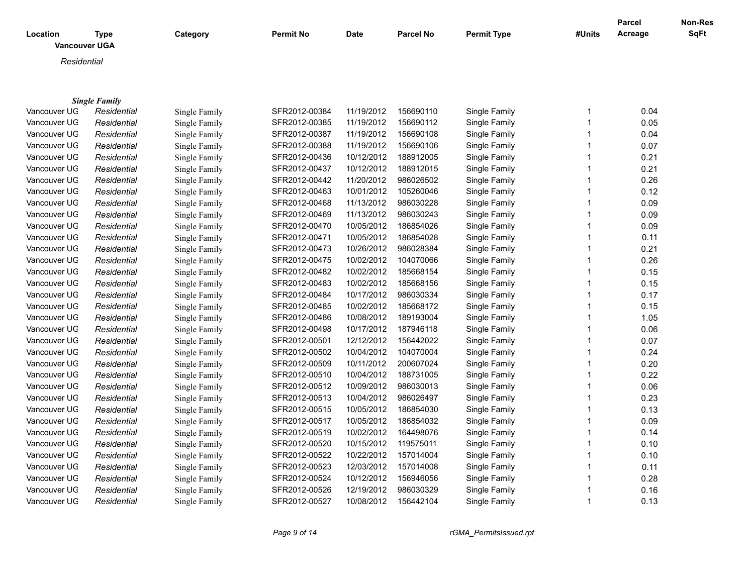| Location | Type | Category | Permit No | Date | Parcel No | Permit Type | #Units | Parcel Acreage | Non-Res SqFt |
|---|---|---|---|---|---|---|---|---|---|
| **Vancouver UGA** | | | | | | | | | |
| *Residential* | | | | | | | | | |
| ***Single Family*** | | | | | | | | | |
| Vancouver UG | *Residential* | Single Family | SFR2012-00384 | 11/19/2012 | 156690110 | Single Family | 1 | 0.04 | |
| Vancouver UG | *Residential* | Single Family | SFR2012-00385 | 11/19/2012 | 156690112 | Single Family | 1 | 0.05 | |
| Vancouver UG | *Residential* | Single Family | SFR2012-00387 | 11/19/2012 | 156690108 | Single Family | 1 | 0.04 | |
| Vancouver UG | *Residential* | Single Family | SFR2012-00388 | 11/19/2012 | 156690106 | Single Family | 1 | 0.07 | |
| Vancouver UG | *Residential* | Single Family | SFR2012-00436 | 10/12/2012 | 188912005 | Single Family | 1 | 0.21 | |
| Vancouver UG | *Residential* | Single Family | SFR2012-00437 | 10/12/2012 | 188912015 | Single Family | 1 | 0.21 | |
| Vancouver UG | *Residential* | Single Family | SFR2012-00442 | 11/20/2012 | 986026502 | Single Family | 1 | 0.26 | |
| Vancouver UG | *Residential* | Single Family | SFR2012-00463 | 10/01/2012 | 105260046 | Single Family | 1 | 0.12 | |
| Vancouver UG | *Residential* | Single Family | SFR2012-00468 | 11/13/2012 | 986030228 | Single Family | 1 | 0.09 | |
| Vancouver UG | *Residential* | Single Family | SFR2012-00469 | 11/13/2012 | 986030243 | Single Family | 1 | 0.09 | |
| Vancouver UG | *Residential* | Single Family | SFR2012-00470 | 10/05/2012 | 186854026 | Single Family | 1 | 0.09 | |
| Vancouver UG | *Residential* | Single Family | SFR2012-00471 | 10/05/2012 | 186854028 | Single Family | 1 | 0.11 | |
| Vancouver UG | *Residential* | Single Family | SFR2012-00473 | 10/26/2012 | 986028384 | Single Family | 1 | 0.21 | |
| Vancouver UG | *Residential* | Single Family | SFR2012-00475 | 10/02/2012 | 104070066 | Single Family | 1 | 0.26 | |
| Vancouver UG | *Residential* | Single Family | SFR2012-00482 | 10/02/2012 | 185668154 | Single Family | 1 | 0.15 | |
| Vancouver UG | *Residential* | Single Family | SFR2012-00483 | 10/02/2012 | 185668156 | Single Family | 1 | 0.15 | |
| Vancouver UG | *Residential* | Single Family | SFR2012-00484 | 10/17/2012 | 986030334 | Single Family | 1 | 0.17 | |
| Vancouver UG | *Residential* | Single Family | SFR2012-00485 | 10/02/2012 | 185668172 | Single Family | 1 | 0.15 | |
| Vancouver UG | *Residential* | Single Family | SFR2012-00486 | 10/08/2012 | 189193004 | Single Family | 1 | 1.05 | |
| Vancouver UG | *Residential* | Single Family | SFR2012-00498 | 10/17/2012 | 187946118 | Single Family | 1 | 0.06 | |
| Vancouver UG | *Residential* | Single Family | SFR2012-00501 | 12/12/2012 | 156442022 | Single Family | 1 | 0.07 | |
| Vancouver UG | *Residential* | Single Family | SFR2012-00502 | 10/04/2012 | 104070004 | Single Family | 1 | 0.24 | |
| Vancouver UG | *Residential* | Single Family | SFR2012-00509 | 10/11/2012 | 200607024 | Single Family | 1 | 0.20 | |
| Vancouver UG | *Residential* | Single Family | SFR2012-00510 | 10/04/2012 | 188731005 | Single Family | 1 | 0.22 | |
| Vancouver UG | *Residential* | Single Family | SFR2012-00512 | 10/09/2012 | 986030013 | Single Family | 1 | 0.06 | |
| Vancouver UG | *Residential* | Single Family | SFR2012-00513 | 10/04/2012 | 986026497 | Single Family | 1 | 0.23 | |
| Vancouver UG | *Residential* | Single Family | SFR2012-00515 | 10/05/2012 | 186854030 | Single Family | 1 | 0.13 | |
| Vancouver UG | *Residential* | Single Family | SFR2012-00517 | 10/05/2012 | 186854032 | Single Family | 1 | 0.09 | |
| Vancouver UG | *Residential* | Single Family | SFR2012-00519 | 10/02/2012 | 164498076 | Single Family | 1 | 0.14 | |
| Vancouver UG | *Residential* | Single Family | SFR2012-00520 | 10/15/2012 | 119575011 | Single Family | 1 | 0.10 | |
| Vancouver UG | *Residential* | Single Family | SFR2012-00522 | 10/22/2012 | 157014004 | Single Family | 1 | 0.10 | |
| Vancouver UG | *Residential* | Single Family | SFR2012-00523 | 12/03/2012 | 157014008 | Single Family | 1 | 0.11 | |
| Vancouver UG | *Residential* | Single Family | SFR2012-00524 | 10/12/2012 | 156946056 | Single Family | 1 | 0.28 | |
| Vancouver UG | *Residential* | Single Family | SFR2012-00526 | 12/19/2012 | 986030329 | Single Family | 1 | 0.16 | |
| Vancouver UG | *Residential* | Single Family | SFR2012-00527 | 10/08/2012 | 156442104 | Single Family | 1 | 0.13 | |

rGMA_PermitsIssued.rpt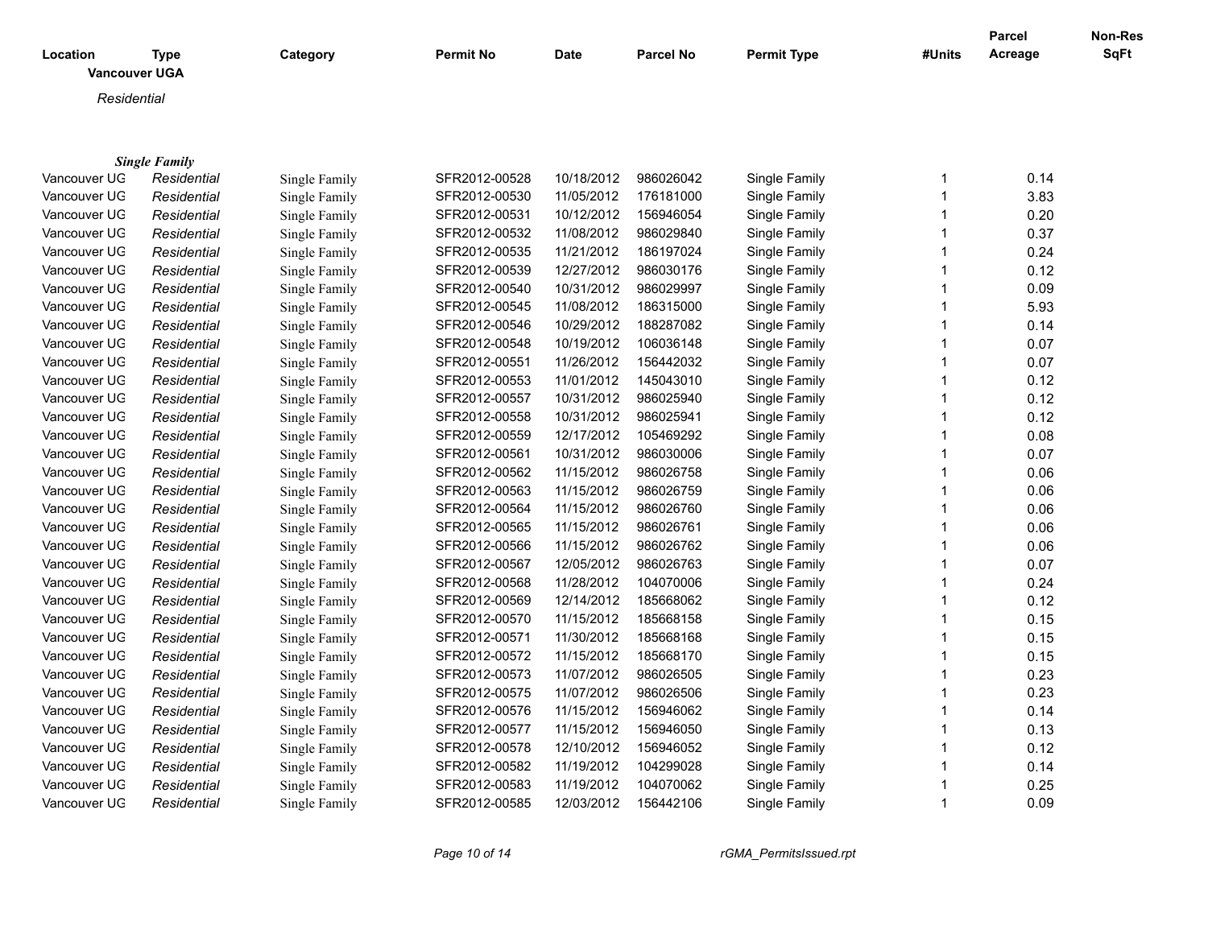| Location | Type | Category | Permit No | Date | Parcel No | Permit Type | #Units | Parcel Acreage | Non-Res SqFt |
|---|---|---|---|---|---|---|---|---|---|

**Vancouver UGA**

*Residential*

***Single Family***

| Location | Type | Category | Permit No | Date | Parcel No | Permit Type | #Units | Parcel Acreage | Non-Res SqFt |
|---|---|---|---|---|---|---|---|---|---|
| Vancouver UG | *Residential* | Single Family | SFR2012-00528 | 10/18/2012 | 986026042 | Single Family | 1 | 0.14 | |
| Vancouver UG | *Residential* | Single Family | SFR2012-00530 | 11/05/2012 | 176181000 | Single Family | 1 | 3.83 | |
| Vancouver UG | *Residential* | Single Family | SFR2012-00531 | 10/12/2012 | 156946054 | Single Family | 1 | 0.20 | |
| Vancouver UG | *Residential* | Single Family | SFR2012-00532 | 11/08/2012 | 986029840 | Single Family | 1 | 0.37 | |
| Vancouver UG | *Residential* | Single Family | SFR2012-00535 | 11/21/2012 | 186197024 | Single Family | 1 | 0.24 | |
| Vancouver UG | *Residential* | Single Family | SFR2012-00539 | 12/27/2012 | 986030176 | Single Family | 1 | 0.12 | |
| Vancouver UG | *Residential* | Single Family | SFR2012-00540 | 10/31/2012 | 986029997 | Single Family | 1 | 0.09 | |
| Vancouver UG | *Residential* | Single Family | SFR2012-00545 | 11/08/2012 | 186315000 | Single Family | 1 | 5.93 | |
| Vancouver UG | *Residential* | Single Family | SFR2012-00546 | 10/29/2012 | 188287082 | Single Family | 1 | 0.14 | |
| Vancouver UG | *Residential* | Single Family | SFR2012-00548 | 10/19/2012 | 106036148 | Single Family | 1 | 0.07 | |
| Vancouver UG | *Residential* | Single Family | SFR2012-00551 | 11/26/2012 | 156442032 | Single Family | 1 | 0.07 | |
| Vancouver UG | *Residential* | Single Family | SFR2012-00553 | 11/01/2012 | 145043010 | Single Family | 1 | 0.12 | |
| Vancouver UG | *Residential* | Single Family | SFR2012-00557 | 10/31/2012 | 986025940 | Single Family | 1 | 0.12 | |
| Vancouver UG | *Residential* | Single Family | SFR2012-00558 | 10/31/2012 | 986025941 | Single Family | 1 | 0.12 | |
| Vancouver UG | *Residential* | Single Family | SFR2012-00559 | 12/17/2012 | 105469292 | Single Family | 1 | 0.08 | |
| Vancouver UG | *Residential* | Single Family | SFR2012-00561 | 10/31/2012 | 986030006 | Single Family | 1 | 0.07 | |
| Vancouver UG | *Residential* | Single Family | SFR2012-00562 | 11/15/2012 | 986026758 | Single Family | 1 | 0.06 | |
| Vancouver UG | *Residential* | Single Family | SFR2012-00563 | 11/15/2012 | 986026759 | Single Family | 1 | 0.06 | |
| Vancouver UG | *Residential* | Single Family | SFR2012-00564 | 11/15/2012 | 986026760 | Single Family | 1 | 0.06 | |
| Vancouver UG | *Residential* | Single Family | SFR2012-00565 | 11/15/2012 | 986026761 | Single Family | 1 | 0.06 | |
| Vancouver UG | *Residential* | Single Family | SFR2012-00566 | 11/15/2012 | 986026762 | Single Family | 1 | 0.06 | |
| Vancouver UG | *Residential* | Single Family | SFR2012-00567 | 12/05/2012 | 986026763 | Single Family | 1 | 0.07 | |
| Vancouver UG | *Residential* | Single Family | SFR2012-00568 | 11/28/2012 | 104070006 | Single Family | 1 | 0.24 | |
| Vancouver UG | *Residential* | Single Family | SFR2012-00569 | 12/14/2012 | 185668062 | Single Family | 1 | 0.12 | |
| Vancouver UG | *Residential* | Single Family | SFR2012-00570 | 11/15/2012 | 185668158 | Single Family | 1 | 0.15 | |
| Vancouver UG | *Residential* | Single Family | SFR2012-00571 | 11/30/2012 | 185668168 | Single Family | 1 | 0.15 | |
| Vancouver UG | *Residential* | Single Family | SFR2012-00572 | 11/15/2012 | 185668170 | Single Family | 1 | 0.15 | |
| Vancouver UG | *Residential* | Single Family | SFR2012-00573 | 11/07/2012 | 986026505 | Single Family | 1 | 0.23 | |
| Vancouver UG | *Residential* | Single Family | SFR2012-00575 | 11/07/2012 | 986026506 | Single Family | 1 | 0.23 | |
| Vancouver UG | *Residential* | Single Family | SFR2012-00576 | 11/15/2012 | 156946062 | Single Family | 1 | 0.14 | |
| Vancouver UG | *Residential* | Single Family | SFR2012-00577 | 11/15/2012 | 156946050 | Single Family | 1 | 0.13 | |
| Vancouver UG | *Residential* | Single Family | SFR2012-00578 | 12/10/2012 | 156946052 | Single Family | 1 | 0.12 | |
| Vancouver UG | *Residential* | Single Family | SFR2012-00582 | 11/19/2012 | 104299028 | Single Family | 1 | 0.14 | |
| Vancouver UG | *Residential* | Single Family | SFR2012-00583 | 11/19/2012 | 104070062 | Single Family | 1 | 0.25 | |
| Vancouver UG | *Residential* | Single Family | SFR2012-00585 | 12/03/2012 | 156442106 | Single Family | 1 | 0.09 | |

rGMA_PermitsIssued.rpt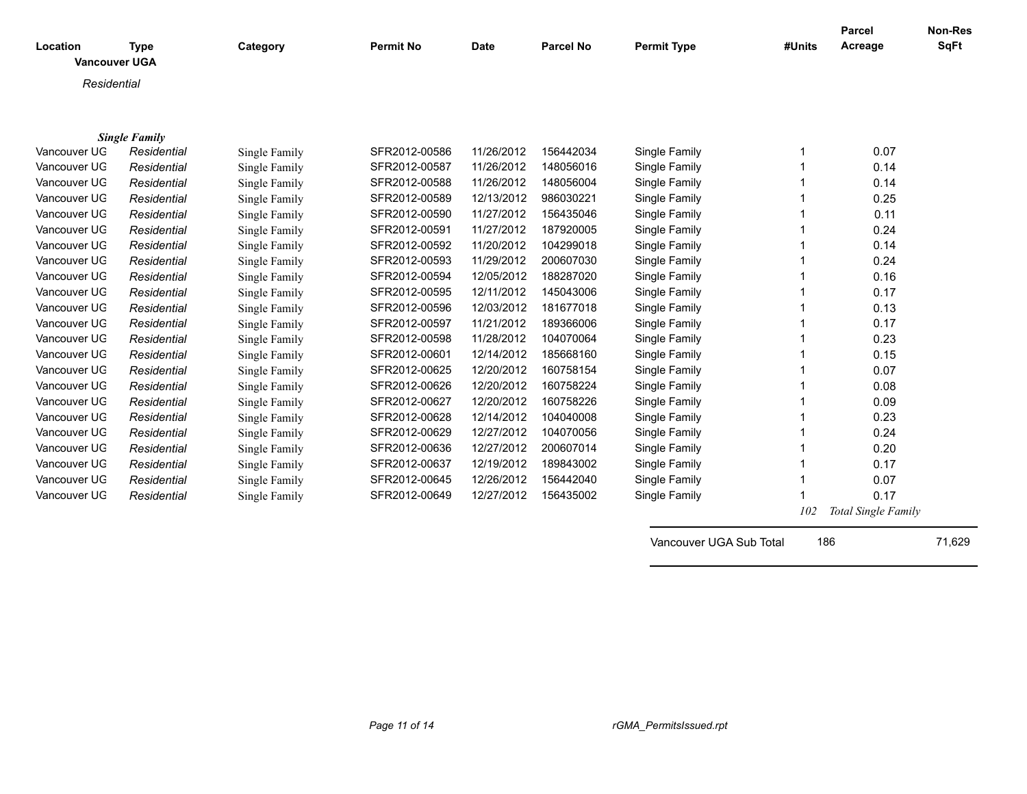| Location | Type | Category | Permit No | Date | Parcel No | Permit Type | #Units | Parcel Acreage | Non-Res SqFt |
|---|---|---|---|---|---|---|---|---|---|
| **Vancouver UGA** | | | | | | | | | |
| *Residential* | | | | | | | | | |
| | ***Single Family*** | | | | | | | | |
| Vancouver UG | *Residential* | Single Family | SFR2012-00586 | 11/26/2012 | 156442034 | Single Family | 1 | 0.07 | |
| Vancouver UG | *Residential* | Single Family | SFR2012-00587 | 11/26/2012 | 148056016 | Single Family | 1 | 0.14 | |
| Vancouver UG | *Residential* | Single Family | SFR2012-00588 | 11/26/2012 | 148056004 | Single Family | 1 | 0.14 | |
| Vancouver UG | *Residential* | Single Family | SFR2012-00589 | 12/13/2012 | 986030221 | Single Family | 1 | 0.25 | |
| Vancouver UG | *Residential* | Single Family | SFR2012-00590 | 11/27/2012 | 156435046 | Single Family | 1 | 0.11 | |
| Vancouver UG | *Residential* | Single Family | SFR2012-00591 | 11/27/2012 | 187920005 | Single Family | 1 | 0.24 | |
| Vancouver UG | *Residential* | Single Family | SFR2012-00592 | 11/20/2012 | 104299018 | Single Family | 1 | 0.14 | |
| Vancouver UG | *Residential* | Single Family | SFR2012-00593 | 11/29/2012 | 200607030 | Single Family | 1 | 0.24 | |
| Vancouver UG | *Residential* | Single Family | SFR2012-00594 | 12/05/2012 | 188287020 | Single Family | 1 | 0.16 | |
| Vancouver UG | *Residential* | Single Family | SFR2012-00595 | 12/11/2012 | 145043006 | Single Family | 1 | 0.17 | |
| Vancouver UG | *Residential* | Single Family | SFR2012-00596 | 12/03/2012 | 181677018 | Single Family | 1 | 0.13 | |
| Vancouver UG | *Residential* | Single Family | SFR2012-00597 | 11/21/2012 | 189366006 | Single Family | 1 | 0.17 | |
| Vancouver UG | *Residential* | Single Family | SFR2012-00598 | 11/28/2012 | 104070064 | Single Family | 1 | 0.23 | |
| Vancouver UG | *Residential* | Single Family | SFR2012-00601 | 12/14/2012 | 185668160 | Single Family | 1 | 0.15 | |
| Vancouver UG | *Residential* | Single Family | SFR2012-00625 | 12/20/2012 | 160758154 | Single Family | 1 | 0.07 | |
| Vancouver UG | *Residential* | Single Family | SFR2012-00626 | 12/20/2012 | 160758224 | Single Family | 1 | 0.08 | |
| Vancouver UG | *Residential* | Single Family | SFR2012-00627 | 12/20/2012 | 160758226 | Single Family | 1 | 0.09 | |
| Vancouver UG | *Residential* | Single Family | SFR2012-00628 | 12/14/2012 | 104040008 | Single Family | 1 | 0.23 | |
| Vancouver UG | *Residential* | Single Family | SFR2012-00629 | 12/27/2012 | 104070056 | Single Family | 1 | 0.24 | |
| Vancouver UG | *Residential* | Single Family | SFR2012-00636 | 12/27/2012 | 200607014 | Single Family | 1 | 0.20 | |
| Vancouver UG | *Residential* | Single Family | SFR2012-00637 | 12/19/2012 | 189843002 | Single Family | 1 | 0.17 | |
| Vancouver UG | *Residential* | Single Family | SFR2012-00645 | 12/26/2012 | 156442040 | Single Family | 1 | 0.07 | |
| Vancouver UG | *Residential* | Single Family | SFR2012-00649 | 12/27/2012 | 156435002 | Single Family | 1 | 0.17 | |
| | | | | | | | *102* | *Total Single Family* | |
| | | | | | | Vancouver UGA Sub Total | 186 | | 71,629 |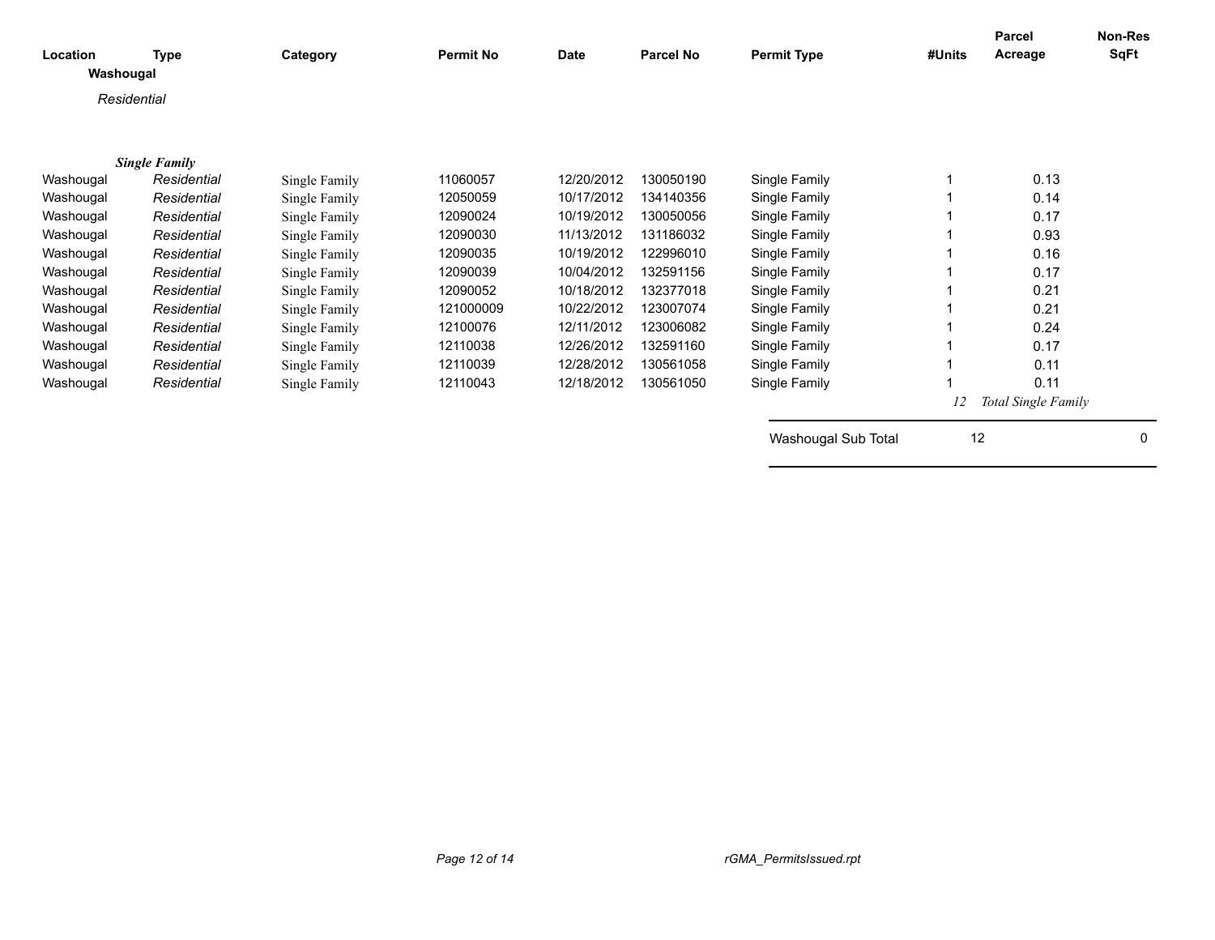| Location | Type | Category | Permit No | Date | Parcel No | Permit Type | #Units | Parcel Acreage | Non-Res SqFt |
|---|---|---|---|---|---|---|---|---|---|
| **Washougal** | | | | | | | | | |
| *Residential* | | | | | | | | | |
| ***Single Family*** | | | | | | | | | |
| Washougal | *Residential* | Single Family | 11060057 | 12/20/2012 | 130050190 | Single Family | 1 | 0.13 | |
| Washougal | *Residential* | Single Family | 12050059 | 10/17/2012 | 134140356 | Single Family | 1 | 0.14 | |
| Washougal | *Residential* | Single Family | 12090024 | 10/19/2012 | 130050056 | Single Family | 1 | 0.17 | |
| Washougal | *Residential* | Single Family | 12090030 | 11/13/2012 | 131186032 | Single Family | 1 | 0.93 | |
| Washougal | *Residential* | Single Family | 12090035 | 10/19/2012 | 122996010 | Single Family | 1 | 0.16 | |
| Washougal | *Residential* | Single Family | 12090039 | 10/04/2012 | 132591156 | Single Family | 1 | 0.17 | |
| Washougal | *Residential* | Single Family | 12090052 | 10/18/2012 | 132377018 | Single Family | 1 | 0.21 | |
| Washougal | *Residential* | Single Family | 121000009 | 10/22/2012 | 123007074 | Single Family | 1 | 0.21 | |
| Washougal | *Residential* | Single Family | 12100076 | 12/11/2012 | 123006082 | Single Family | 1 | 0.24 | |
| Washougal | *Residential* | Single Family | 12110038 | 12/26/2012 | 132591160 | Single Family | 1 | 0.17 | |
| Washougal | *Residential* | Single Family | 12110039 | 12/28/2012 | 130561058 | Single Family | 1 | 0.11 | |
| Washougal | *Residential* | Single Family | 12110043 | 12/18/2012 | 130561050 | Single Family | 1 | 0.11 | |
| | | | | | | | *12* | *Total Single Family* | |
| | | | | | | Washougal Sub Total | 12 | | 0 |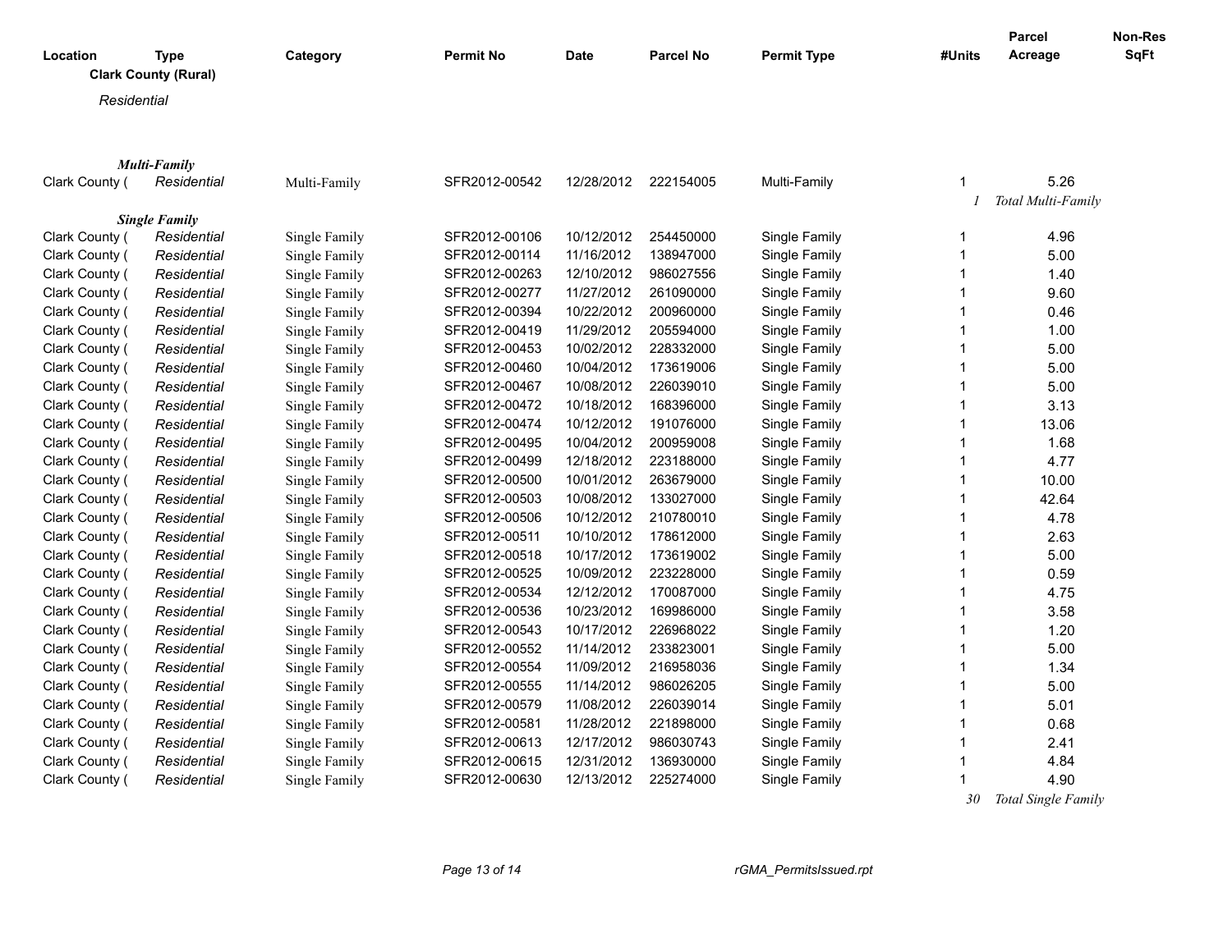| Location | Type | Category | Permit No | Date | Parcel No | Permit Type | #Units | Parcel Acreage | Non-Res SqFt |
|---|---|---|---|---|---|---|---|---|---|
| **Clark County (Rural)** | | | | | | | | | |
| *Residential* | | | | | | | | | |
| ***Multi-Family*** | | | | | | | | | |
| Clark County ( | *Residential* | Multi-Family | SFR2012-00542 | 12/28/2012 | 222154005 | Multi-Family | 1 | 5.26 | |
| | | | | | | | *1* | *Total Multi-Family* | |
| ***Single Family*** | | | | | | | | | |
| Clark County ( | *Residential* | Single Family | SFR2012-00106 | 10/12/2012 | 254450000 | Single Family | 1 | 4.96 | |
| Clark County ( | *Residential* | Single Family | SFR2012-00114 | 11/16/2012 | 138947000 | Single Family | 1 | 5.00 | |
| Clark County ( | *Residential* | Single Family | SFR2012-00263 | 12/10/2012 | 986027556 | Single Family | 1 | 1.40 | |
| Clark County ( | *Residential* | Single Family | SFR2012-00277 | 11/27/2012 | 261090000 | Single Family | 1 | 9.60 | |
| Clark County ( | *Residential* | Single Family | SFR2012-00394 | 10/22/2012 | 200960000 | Single Family | 1 | 0.46 | |
| Clark County ( | *Residential* | Single Family | SFR2012-00419 | 11/29/2012 | 205594000 | Single Family | 1 | 1.00 | |
| Clark County ( | *Residential* | Single Family | SFR2012-00453 | 10/02/2012 | 228332000 | Single Family | 1 | 5.00 | |
| Clark County ( | *Residential* | Single Family | SFR2012-00460 | 10/04/2012 | 173619006 | Single Family | 1 | 5.00 | |
| Clark County ( | *Residential* | Single Family | SFR2012-00467 | 10/08/2012 | 226039010 | Single Family | 1 | 5.00 | |
| Clark County ( | *Residential* | Single Family | SFR2012-00472 | 10/18/2012 | 168396000 | Single Family | 1 | 3.13 | |
| Clark County ( | *Residential* | Single Family | SFR2012-00474 | 10/12/2012 | 191076000 | Single Family | 1 | 13.06 | |
| Clark County ( | *Residential* | Single Family | SFR2012-00495 | 10/04/2012 | 200959008 | Single Family | 1 | 1.68 | |
| Clark County ( | *Residential* | Single Family | SFR2012-00499 | 12/18/2012 | 223188000 | Single Family | 1 | 4.77 | |
| Clark County ( | *Residential* | Single Family | SFR2012-00500 | 10/01/2012 | 263679000 | Single Family | 1 | 10.00 | |
| Clark County ( | *Residential* | Single Family | SFR2012-00503 | 10/08/2012 | 133027000 | Single Family | 1 | 42.64 | |
| Clark County ( | *Residential* | Single Family | SFR2012-00506 | 10/12/2012 | 210780010 | Single Family | 1 | 4.78 | |
| Clark County ( | *Residential* | Single Family | SFR2012-00511 | 10/10/2012 | 178612000 | Single Family | 1 | 2.63 | |
| Clark County ( | *Residential* | Single Family | SFR2012-00518 | 10/17/2012 | 173619002 | Single Family | 1 | 5.00 | |
| Clark County ( | *Residential* | Single Family | SFR2012-00525 | 10/09/2012 | 223228000 | Single Family | 1 | 0.59 | |
| Clark County ( | *Residential* | Single Family | SFR2012-00534 | 12/12/2012 | 170087000 | Single Family | 1 | 4.75 | |
| Clark County ( | *Residential* | Single Family | SFR2012-00536 | 10/23/2012 | 169986000 | Single Family | 1 | 3.58 | |
| Clark County ( | *Residential* | Single Family | SFR2012-00543 | 10/17/2012 | 226968022 | Single Family | 1 | 1.20 | |
| Clark County ( | *Residential* | Single Family | SFR2012-00552 | 11/14/2012 | 233823001 | Single Family | 1 | 5.00 | |
| Clark County ( | *Residential* | Single Family | SFR2012-00554 | 11/09/2012 | 216958036 | Single Family | 1 | 1.34 | |
| Clark County ( | *Residential* | Single Family | SFR2012-00555 | 11/14/2012 | 986026205 | Single Family | 1 | 5.00 | |
| Clark County ( | *Residential* | Single Family | SFR2012-00579 | 11/08/2012 | 226039014 | Single Family | 1 | 5.01 | |
| Clark County ( | *Residential* | Single Family | SFR2012-00581 | 11/28/2012 | 221898000 | Single Family | 1 | 0.68 | |
| Clark County ( | *Residential* | Single Family | SFR2012-00613 | 12/17/2012 | 986030743 | Single Family | 1 | 2.41 | |
| Clark County ( | *Residential* | Single Family | SFR2012-00615 | 12/31/2012 | 136930000 | Single Family | 1 | 4.84 | |
| Clark County ( | *Residential* | Single Family | SFR2012-00630 | 12/13/2012 | 225274000 | Single Family | 1 | 4.90 | |
| | | | | | | | *30* | *Total Single Family* | |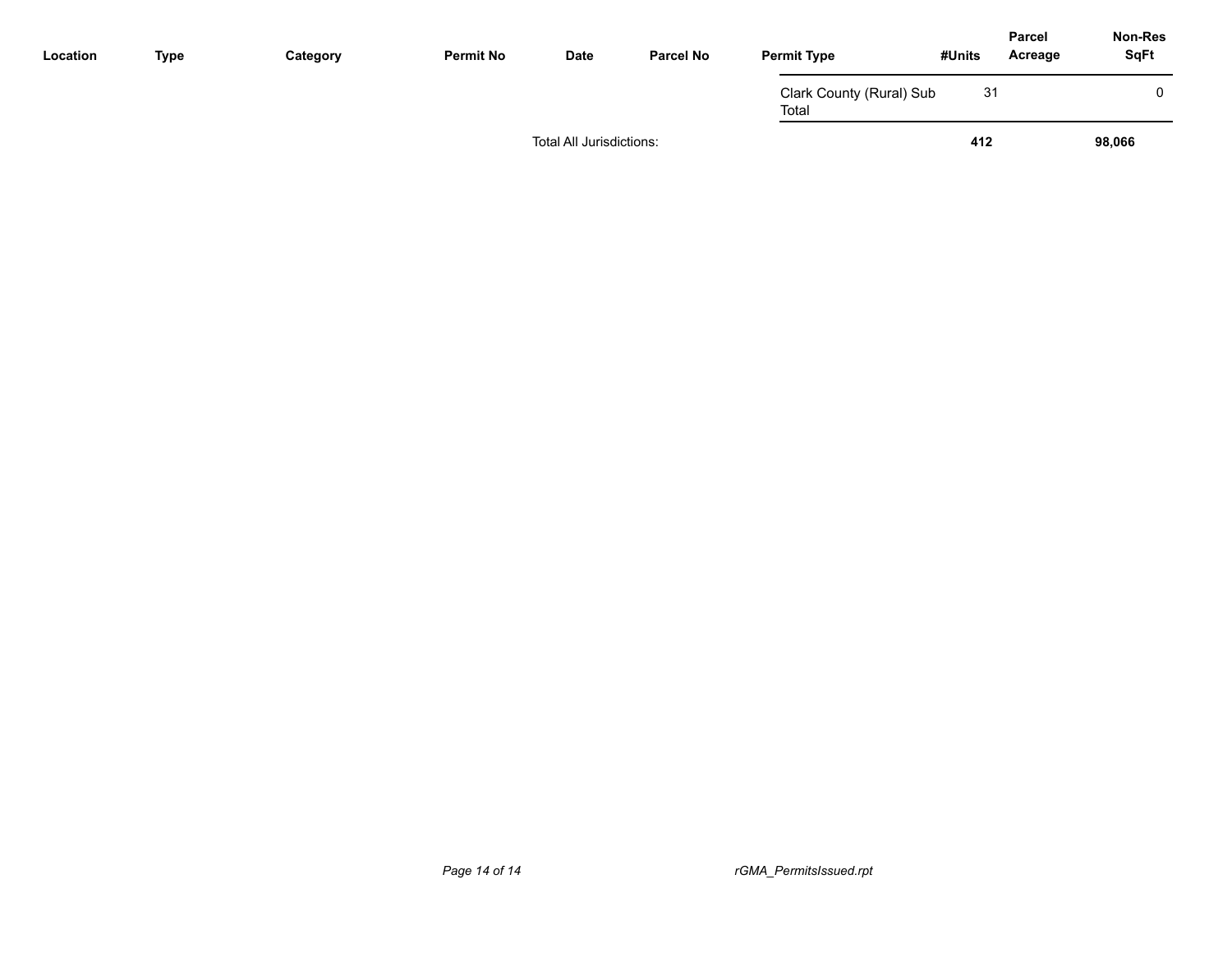| Location | Type | Category | Permit No | Date | Parcel No | Permit Type | #Units | Parcel Acreage | Non-Res SqFt |
|---|---|---|---|---|---|---|---|---|---|
| | | | | | | Clark County (Rural) Sub Total | 31 | | 0 |
| | | | | Total All Jurisdictions: | | | **412** | | **98,066** |